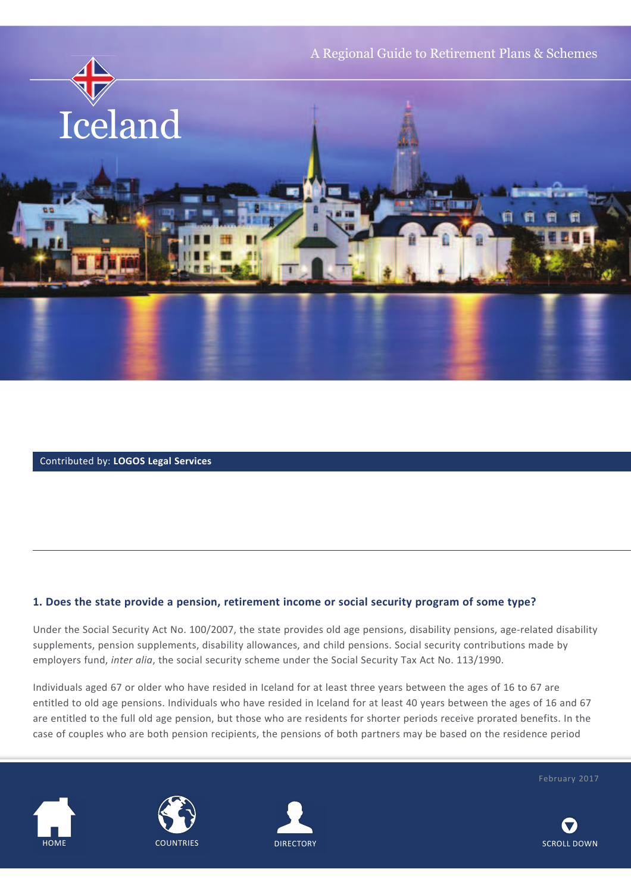A Regional Guide to Retirement Plans & Schemes

# Iceland

Contributed by: **LOGOS Legal Services**

### 1. Does the state provide a pension, retirement income or social security program of some type?

Under the Social Security Act No. 100/2007, the state provides old age pensions, disability pensions, age-related disability supplements, pension supplements, disability allowances, and child pensions. Social security contributions made by employers fund, *inter alia*, the social security scheme under the Social Security Tax Act No. 113/1990.

Individuals aged 67 or older who have resided in Iceland for at least three years between the ages of 16 to 67 are entitled to old age pensions. Individuals who have resided in Iceland for at least 40 years between the ages of 16 and 67 are entitled to the full old age pension, but those who are residents for shorter periods receive prorated benefits. In the case of couples who are both pension recipients, the pensions of both partners may be based on the residence period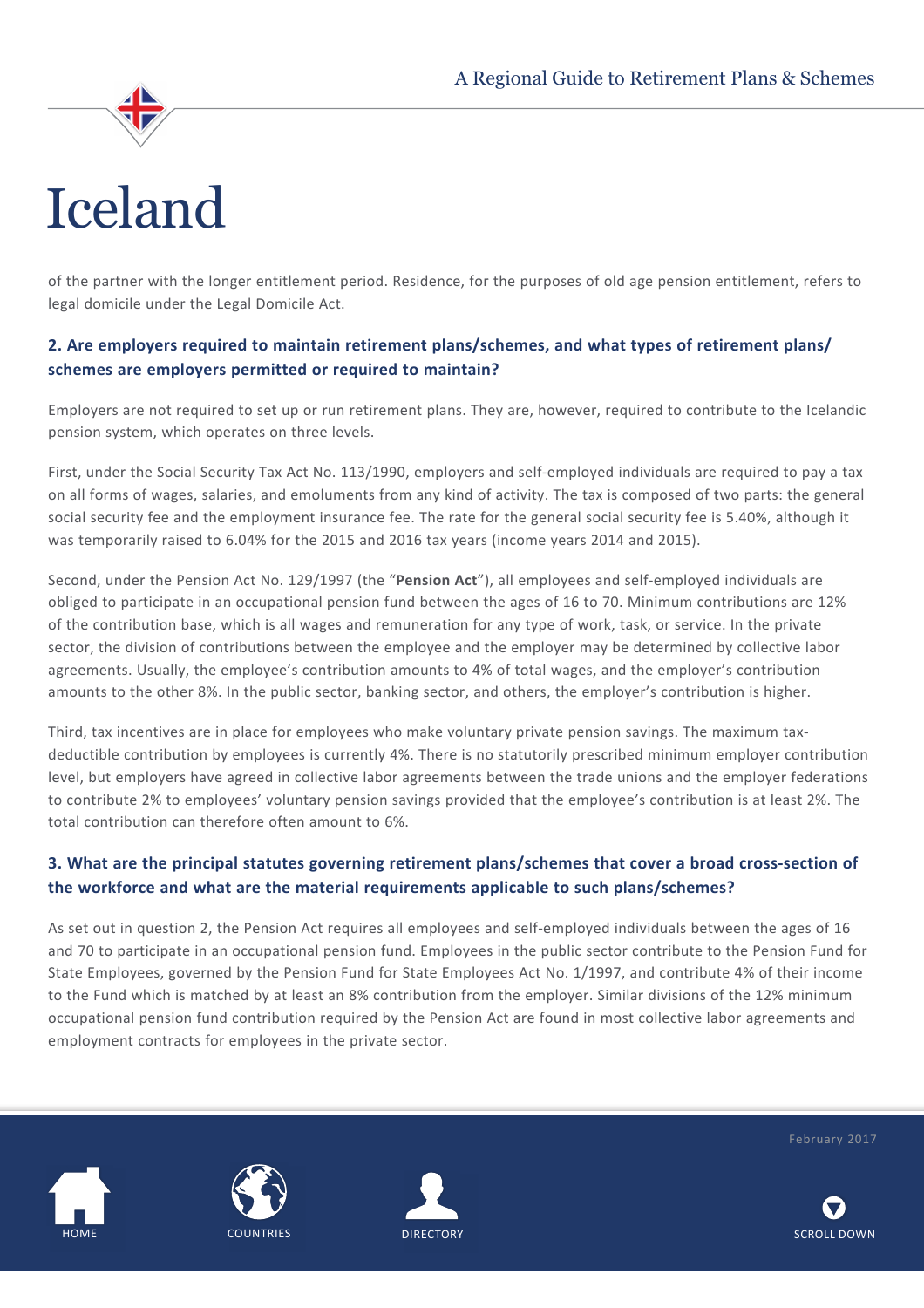of the partner with the longer entitlement period. Residence, for the purposes of old age pension entitlement, refers to legal domicile under the Legal Domicile Act.

### 2. Are employers required to maintain retirement plans/schemes, and what types of retirement plans/schemes are employers permitted or required to maintain?

Employers are not required to set up or run retirement plans. They are, however, required to contribute to the Icelandic pension system, which operates on three levels.

First, under the Social Security Tax Act No. 113/1990, employers and self-employed individuals are required to pay a tax on all forms of wages, salaries, and emoluments from any kind of activity. The tax is composed of two parts: the general social security fee and the employment insurance fee. The rate for the general social security fee is 5.40%, although it was temporarily raised to 6.04% for the 2015 and 2016 tax years (income years 2014 and 2015).

Second, under the Pension Act No. 129/1997 (the "**Pension Act**"), all employees and self-employed individuals are obliged to participate in an occupational pension fund between the ages of 16 to 70. Minimum contributions are 12% of the contribution base, which is all wages and remuneration for any type of work, task, or service. In the private sector, the division of contributions between the employee and the employer may be determined by collective labor agreements. Usually, the employee's contribution amounts to 4% of total wages, and the employer's contribution amounts to the other 8%. In the public sector, banking sector, and others, the employer's contribution is higher.

Third, tax incentives are in place for employees who make voluntary private pension savings. The maximum tax-deductible contribution by employees is currently 4%. There is no statutorily prescribed minimum employer contribution level, but employers have agreed in collective labor agreements between the trade unions and the employer federations to contribute 2% to employees' voluntary pension savings provided that the employee's contribution is at least 2%. The total contribution can therefore often amount to 6%.

### 3. What are the principal statutes governing retirement plans/schemes that cover a broad cross-section of the workforce and what are the material requirements applicable to such plans/schemes?

As set out in question 2, the Pension Act requires all employees and self-employed individuals between the ages of 16 and 70 to participate in an occupational pension fund. Employees in the public sector contribute to the Pension Fund for State Employees, governed by the Pension Fund for State Employees Act No. 1/1997, and contribute 4% of their income to the Fund which is matched by at least an 8% contribution from the employer. Similar divisions of the 12% minimum occupational pension fund contribution required by the Pension Act are found in most collective labor agreements and employment contracts for employees in the private sector.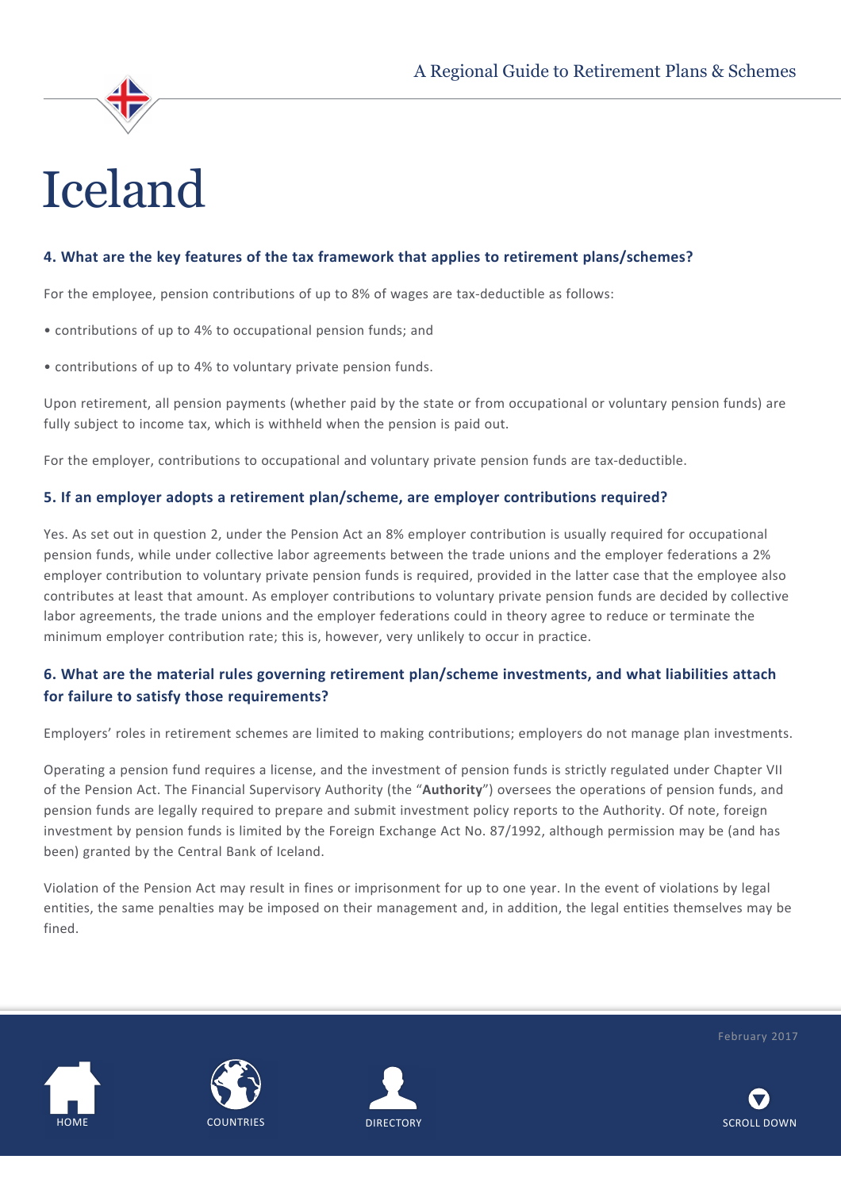# Iceland

### 4. What are the key features of the tax framework that applies to retirement plans/schemes?

For the employee, pension contributions of up to 8% of wages are tax-deductible as follows:

- contributions of up to 4% to occupational pension funds; and
- contributions of up to 4% to voluntary private pension funds.

Upon retirement, all pension payments (whether paid by the state or from occupational or voluntary pension funds) are fully subject to income tax, which is withheld when the pension is paid out.

For the employer, contributions to occupational and voluntary private pension funds are tax-deductible.

### 5. If an employer adopts a retirement plan/scheme, are employer contributions required?

Yes. As set out in question 2, under the Pension Act an 8% employer contribution is usually required for occupational pension funds, while under collective labor agreements between the trade unions and the employer federations a 2% employer contribution to voluntary private pension funds is required, provided in the latter case that the employee also contributes at least that amount. As employer contributions to voluntary private pension funds are decided by collective labor agreements, the trade unions and the employer federations could in theory agree to reduce or terminate the minimum employer contribution rate; this is, however, very unlikely to occur in practice.

### 6. What are the material rules governing retirement plan/scheme investments, and what liabilities attach for failure to satisfy those requirements?

Employers' roles in retirement schemes are limited to making contributions; employers do not manage plan investments.

Operating a pension fund requires a license, and the investment of pension funds is strictly regulated under Chapter VII of the Pension Act. The Financial Supervisory Authority (the "**Authority**") oversees the operations of pension funds, and pension funds are legally required to prepare and submit investment policy reports to the Authority. Of note, foreign investment by pension funds is limited by the Foreign Exchange Act No. 87/1992, although permission may be (and has been) granted by the Central Bank of Iceland.

Violation of the Pension Act may result in fines or imprisonment for up to one year. In the event of violations by legal entities, the same penalties may be imposed on their management and, in addition, the legal entities themselves may be fined.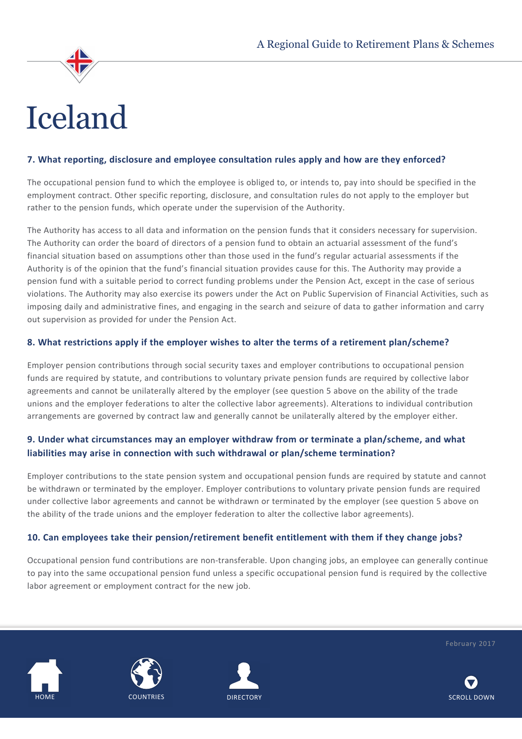# Iceland

### 7. What reporting, disclosure and employee consultation rules apply and how are they enforced?

The occupational pension fund to which the employee is obliged to, or intends to, pay into should be specified in the employment contract. Other specific reporting, disclosure, and consultation rules do not apply to the employer but rather to the pension funds, which operate under the supervision of the Authority.

The Authority has access to all data and information on the pension funds that it considers necessary for supervision. The Authority can order the board of directors of a pension fund to obtain an actuarial assessment of the fund's financial situation based on assumptions other than those used in the fund's regular actuarial assessments if the Authority is of the opinion that the fund's financial situation provides cause for this. The Authority may provide a pension fund with a suitable period to correct funding problems under the Pension Act, except in the case of serious violations. The Authority may also exercise its powers under the Act on Public Supervision of Financial Activities, such as imposing daily and administrative fines, and engaging in the search and seizure of data to gather information and carry out supervision as provided for under the Pension Act.

### 8. What restrictions apply if the employer wishes to alter the terms of a retirement plan/scheme?

Employer pension contributions through social security taxes and employer contributions to occupational pension funds are required by statute, and contributions to voluntary private pension funds are required by collective labor agreements and cannot be unilaterally altered by the employer (see question 5 above on the ability of the trade unions and the employer federations to alter the collective labor agreements). Alterations to individual contribution arrangements are governed by contract law and generally cannot be unilaterally altered by the employer either.

### 9. Under what circumstances may an employer withdraw from or terminate a plan/scheme, and what liabilities may arise in connection with such withdrawal or plan/scheme termination?

Employer contributions to the state pension system and occupational pension funds are required by statute and cannot be withdrawn or terminated by the employer. Employer contributions to voluntary private pension funds are required under collective labor agreements and cannot be withdrawn or terminated by the employer (see question 5 above on the ability of the trade unions and the employer federation to alter the collective labor agreements).

### 10. Can employees take their pension/retirement benefit entitlement with them if they change jobs?

Occupational pension fund contributions are non-transferable. Upon changing jobs, an employee can generally continue to pay into the same occupational pension fund unless a specific occupational pension fund is required by the collective labor agreement or employment contract for the new job.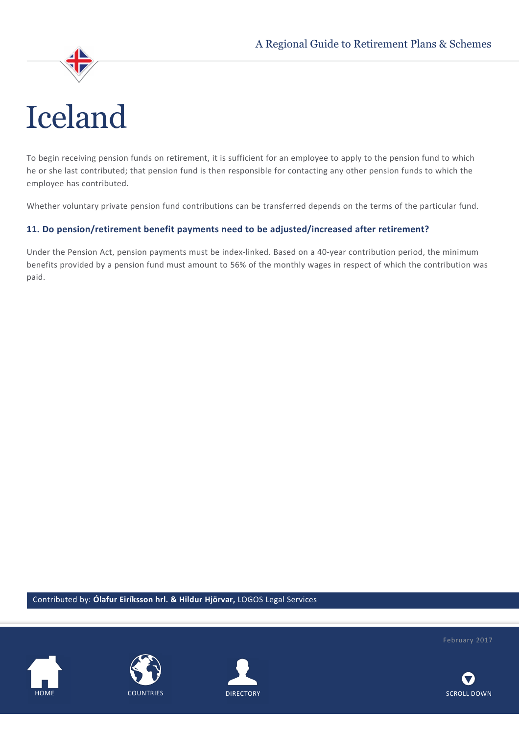# Iceland

To begin receiving pension funds on retirement, it is sufficient for an employee to apply to the pension fund to which he or she last contributed; that pension fund is then responsible for contacting any other pension funds to which the employee has contributed.

Whether voluntary private pension fund contributions can be transferred depends on the terms of the particular fund.

### 11. Do pension/retirement benefit payments need to be adjusted/increased after retirement?

Under the Pension Act, pension payments must be index-linked. Based on a 40-year contribution period, the minimum benefits provided by a pension fund must amount to 56% of the monthly wages in respect of which the contribution was paid.

Contributed by: **Ólafur Eiríksson hrl. & Hildur Hjörvar,** LOGOS Legal Services